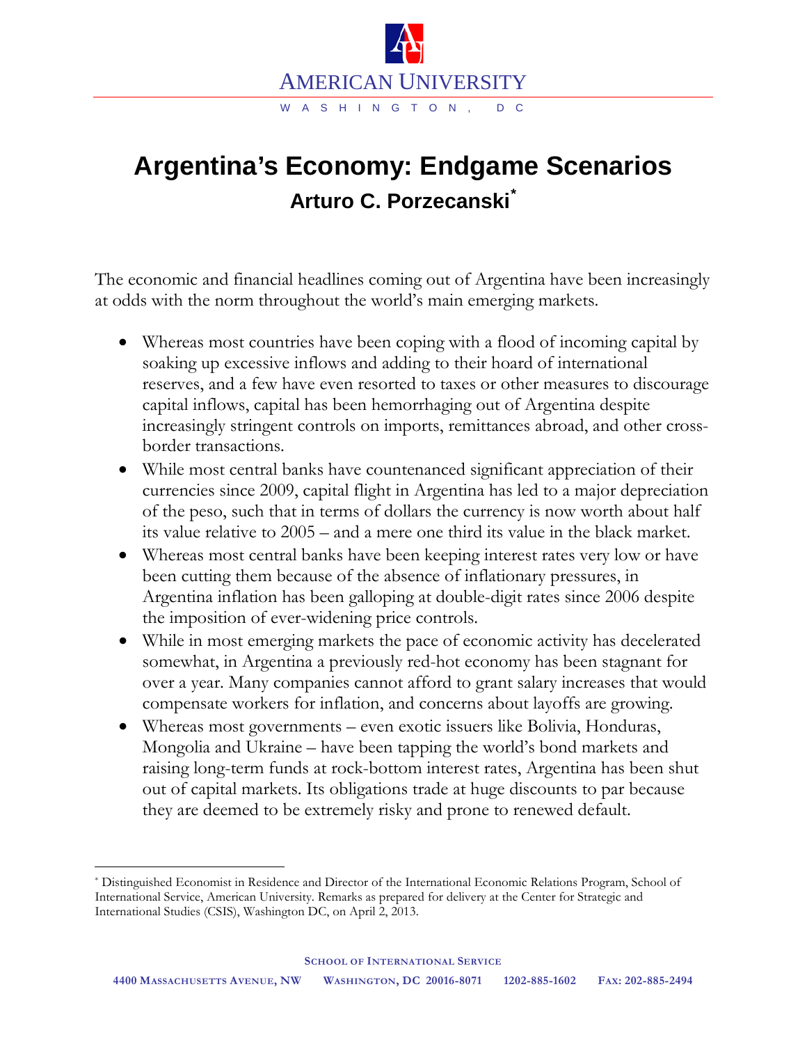AMERICAN UNIVERSITY

WASHINGTON, DC

# Argentina's Economy: Endgame Scenarios

## Arturo C. Porzecanski*

The economic and financial headlines coming out of Argentina have been increasingly at odds with the norm throughout the world's main emerging markets.

- Whereas most countries have been coping with a flood of incoming capital by soaking up excessive inflows and adding to their hoard of international reserves, and a few have even resorted to taxes or other measures to discourage capital inflows, capital has been hemorrhaging out of Argentina despite increasingly stringent controls on imports, remittances abroad, and other cross-border transactions.
- While most central banks have countenanced significant appreciation of their currencies since 2009, capital flight in Argentina has led to a major depreciation of the peso, such that in terms of dollars the currency is now worth about half its value relative to 2005 – and a mere one third its value in the black market.
- Whereas most central banks have been keeping interest rates very low or have been cutting them because of the absence of inflationary pressures, in Argentina inflation has been galloping at double-digit rates since 2006 despite the imposition of ever-widening price controls.
- While in most emerging markets the pace of economic activity has decelerated somewhat, in Argentina a previously red-hot economy has been stagnant for over a year. Many companies cannot afford to grant salary increases that would compensate workers for inflation, and concerns about layoffs are growing.
- Whereas most governments – even exotic issuers like Bolivia, Honduras, Mongolia and Ukraine – have been tapping the world's bond markets and raising long-term funds at rock-bottom interest rates, Argentina has been shut out of capital markets. Its obligations trade at huge discounts to par because they are deemed to be extremely risky and prone to renewed default.

---

* Distinguished Economist in Residence and Director of the International Economic Relations Program, School of International Service, American University. Remarks as prepared for delivery at the Center for Strategic and International Studies (CSIS), Washington DC, on April 2, 2013.

SCHOOL OF INTERNATIONAL SERVICE

4400 MASSACHUSETTS AVENUE, NW   WASHINGTON, DC 20016-8071   1202-885-1602   FAX: 202-885-2494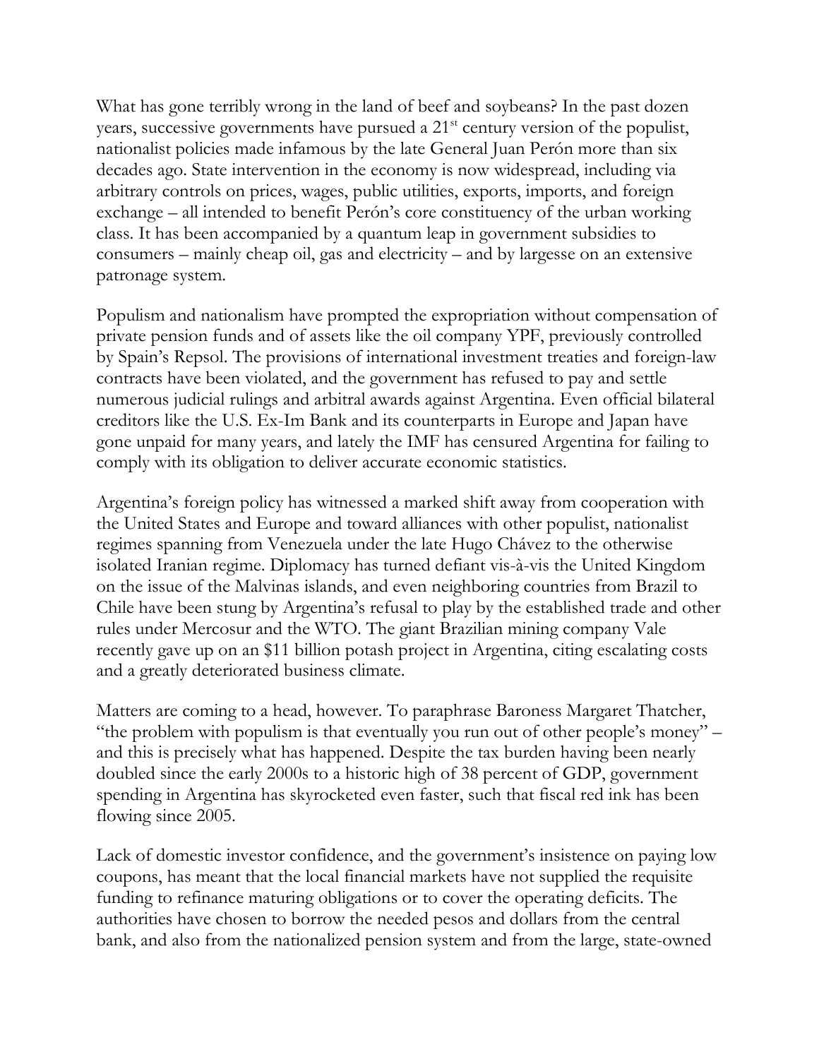What has gone terribly wrong in the land of beef and soybeans? In the past dozen years, successive governments have pursued a 21st century version of the populist, nationalist policies made infamous by the late General Juan Perón more than six decades ago. State intervention in the economy is now widespread, including via arbitrary controls on prices, wages, public utilities, exports, imports, and foreign exchange – all intended to benefit Perón's core constituency of the urban working class. It has been accompanied by a quantum leap in government subsidies to consumers – mainly cheap oil, gas and electricity – and by largesse on an extensive patronage system.

Populism and nationalism have prompted the expropriation without compensation of private pension funds and of assets like the oil company YPF, previously controlled by Spain's Repsol. The provisions of international investment treaties and foreign-law contracts have been violated, and the government has refused to pay and settle numerous judicial rulings and arbitral awards against Argentina. Even official bilateral creditors like the U.S. Ex-Im Bank and its counterparts in Europe and Japan have gone unpaid for many years, and lately the IMF has censured Argentina for failing to comply with its obligation to deliver accurate economic statistics.

Argentina's foreign policy has witnessed a marked shift away from cooperation with the United States and Europe and toward alliances with other populist, nationalist regimes spanning from Venezuela under the late Hugo Chávez to the otherwise isolated Iranian regime. Diplomacy has turned defiant vis-à-vis the United Kingdom on the issue of the Malvinas islands, and even neighboring countries from Brazil to Chile have been stung by Argentina's refusal to play by the established trade and other rules under Mercosur and the WTO. The giant Brazilian mining company Vale recently gave up on an \$11 billion potash project in Argentina, citing escalating costs and a greatly deteriorated business climate.

Matters are coming to a head, however. To paraphrase Baroness Margaret Thatcher, "the problem with populism is that eventually you run out of other people's money" – and this is precisely what has happened. Despite the tax burden having been nearly doubled since the early 2000s to a historic high of 38 percent of GDP, government spending in Argentina has skyrocketed even faster, such that fiscal red ink has been flowing since 2005.

Lack of domestic investor confidence, and the government's insistence on paying low coupons, has meant that the local financial markets have not supplied the requisite funding to refinance maturing obligations or to cover the operating deficits. The authorities have chosen to borrow the needed pesos and dollars from the central bank, and also from the nationalized pension system and from the large, state-owned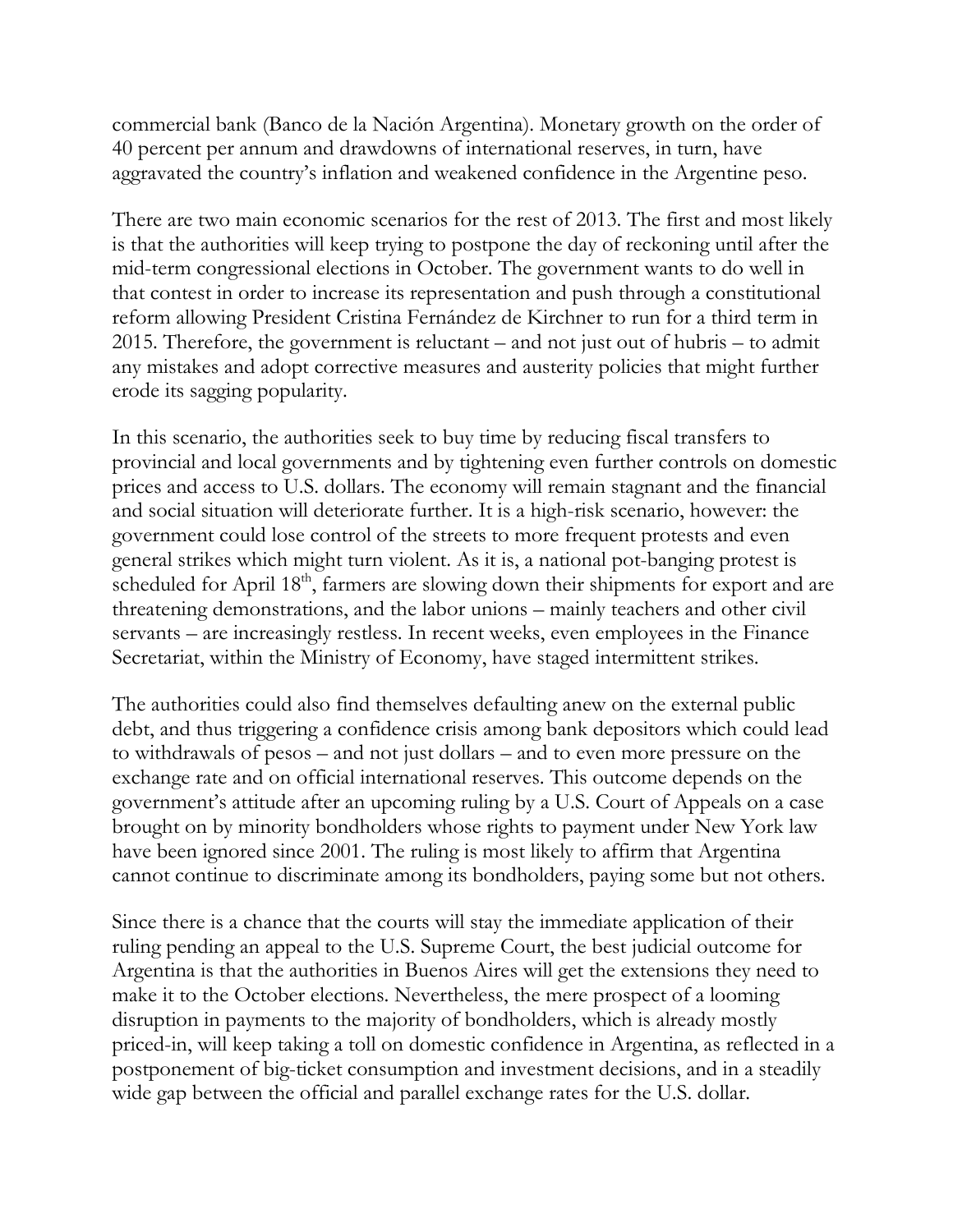commercial bank (Banco de la Nación Argentina). Monetary growth on the order of 40 percent per annum and drawdowns of international reserves, in turn, have aggravated the country's inflation and weakened confidence in the Argentine peso.

There are two main economic scenarios for the rest of 2013. The first and most likely is that the authorities will keep trying to postpone the day of reckoning until after the mid-term congressional elections in October. The government wants to do well in that contest in order to increase its representation and push through a constitutional reform allowing President Cristina Fernández de Kirchner to run for a third term in 2015. Therefore, the government is reluctant – and not just out of hubris – to admit any mistakes and adopt corrective measures and austerity policies that might further erode its sagging popularity.

In this scenario, the authorities seek to buy time by reducing fiscal transfers to provincial and local governments and by tightening even further controls on domestic prices and access to U.S. dollars. The economy will remain stagnant and the financial and social situation will deteriorate further. It is a high-risk scenario, however: the government could lose control of the streets to more frequent protests and even general strikes which might turn violent. As it is, a national pot-banging protest is scheduled for April 18th, farmers are slowing down their shipments for export and are threatening demonstrations, and the labor unions – mainly teachers and other civil servants – are increasingly restless. In recent weeks, even employees in the Finance Secretariat, within the Ministry of Economy, have staged intermittent strikes.

The authorities could also find themselves defaulting anew on the external public debt, and thus triggering a confidence crisis among bank depositors which could lead to withdrawals of pesos – and not just dollars – and to even more pressure on the exchange rate and on official international reserves. This outcome depends on the government's attitude after an upcoming ruling by a U.S. Court of Appeals on a case brought on by minority bondholders whose rights to payment under New York law have been ignored since 2001. The ruling is most likely to affirm that Argentina cannot continue to discriminate among its bondholders, paying some but not others.

Since there is a chance that the courts will stay the immediate application of their ruling pending an appeal to the U.S. Supreme Court, the best judicial outcome for Argentina is that the authorities in Buenos Aires will get the extensions they need to make it to the October elections. Nevertheless, the mere prospect of a looming disruption in payments to the majority of bondholders, which is already mostly priced-in, will keep taking a toll on domestic confidence in Argentina, as reflected in a postponement of big-ticket consumption and investment decisions, and in a steadily wide gap between the official and parallel exchange rates for the U.S. dollar.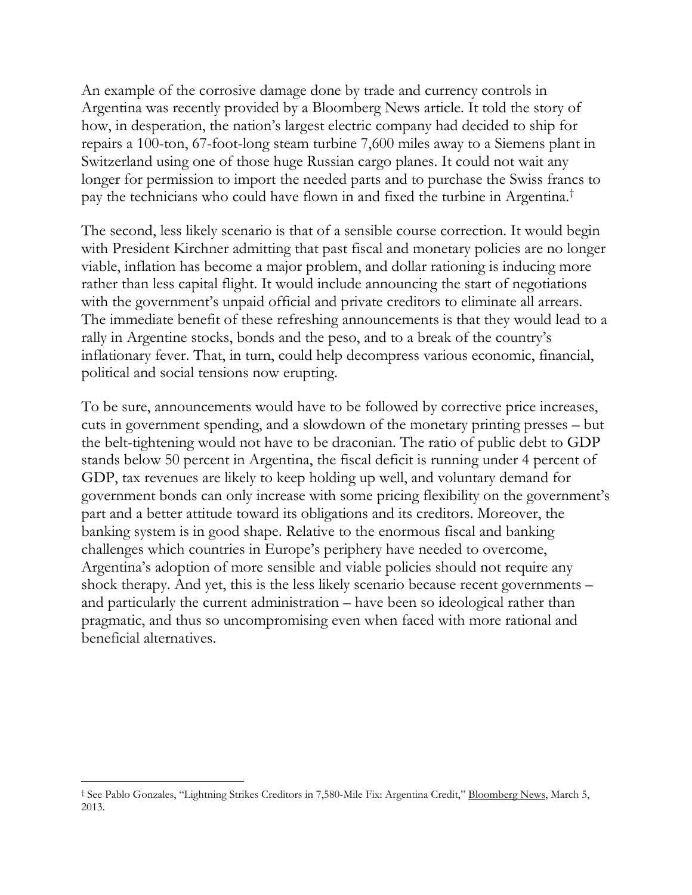An example of the corrosive damage done by trade and currency controls in Argentina was recently provided by a Bloomberg News article. It told the story of how, in desperation, the nation's largest electric company had decided to ship for repairs a 100-ton, 67-foot-long steam turbine 7,600 miles away to a Siemens plant in Switzerland using one of those huge Russian cargo planes. It could not wait any longer for permission to import the needed parts and to purchase the Swiss francs to pay the technicians who could have flown in and fixed the turbine in Argentina.[†]

The second, less likely scenario is that of a sensible course correction. It would begin with President Kirchner admitting that past fiscal and monetary policies are no longer viable, inflation has become a major problem, and dollar rationing is inducing more rather than less capital flight. It would include announcing the start of negotiations with the government's unpaid official and private creditors to eliminate all arrears. The immediate benefit of these refreshing announcements is that they would lead to a rally in Argentine stocks, bonds and the peso, and to a break of the country's inflationary fever. That, in turn, could help decompress various economic, financial, political and social tensions now erupting.

To be sure, announcements would have to be followed by corrective price increases, cuts in government spending, and a slowdown of the monetary printing presses – but the belt-tightening would not have to be draconian. The ratio of public debt to GDP stands below 50 percent in Argentina, the fiscal deficit is running under 4 percent of GDP, tax revenues are likely to keep holding up well, and voluntary demand for government bonds can only increase with some pricing flexibility on the government's part and a better attitude toward its obligations and its creditors. Moreover, the banking system is in good shape. Relative to the enormous fiscal and banking challenges which countries in Europe's periphery have needed to overcome, Argentina's adoption of more sensible and viable policies should not require any shock therapy. And yet, this is the less likely scenario because recent governments – and particularly the current administration – have been so ideological rather than pragmatic, and thus so uncompromising even when faced with more rational and beneficial alternatives.

---

[†] See Pablo Gonzales, "Lightning Strikes Creditors in 7,580-Mile Fix: Argentina Credit," Bloomberg News, March 5, 2013.